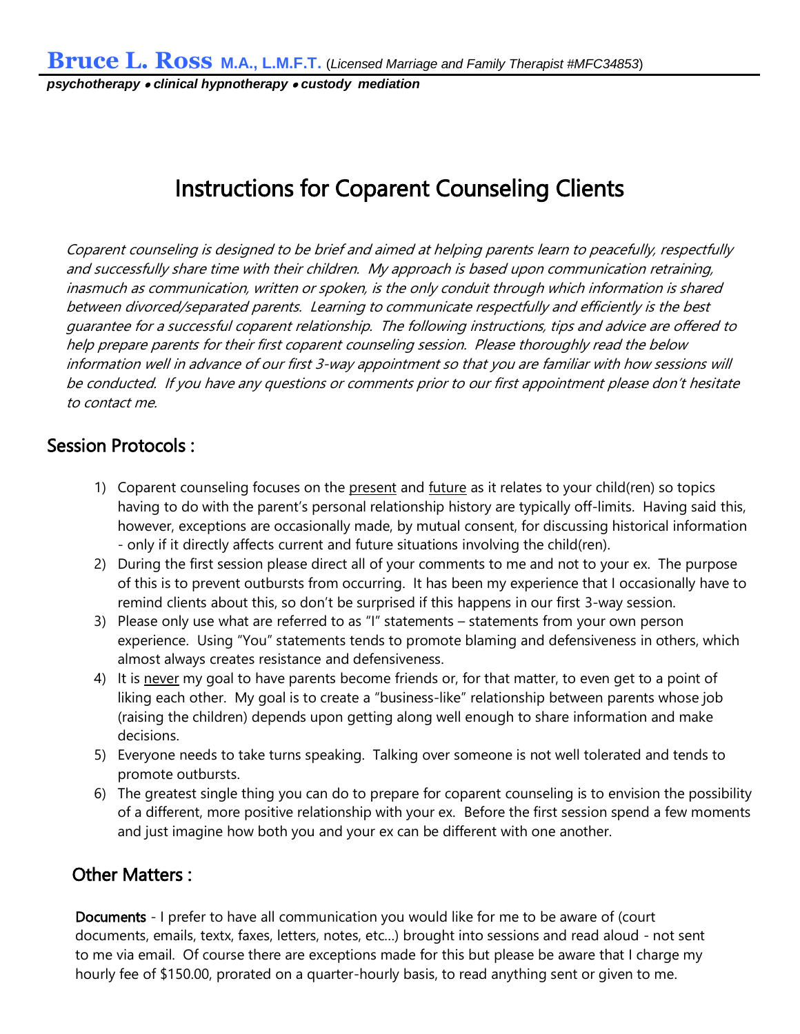**Bruce L. Ross** **M.A., L.M.F.T.** (*Licensed Marriage and Family Therapist #MFC34853*)

***psychotherapy • clinical hypnotherapy • custody mediation***

# Instructions for Coparent Counseling Clients

*Coparent counseling is designed to be brief and aimed at helping parents learn to peacefully, respectfully and successfully share time with their children. My approach is based upon communication retraining, inasmuch as communication, written or spoken, is the only conduit through which information is shared between divorced/separated parents. Learning to communicate respectfully and efficiently is the best guarantee for a successful coparent relationship. The following instructions, tips and advice are offered to help prepare parents for their first coparent counseling session. Please thoroughly read the below information well in advance of our first 3-way appointment so that you are familiar with how sessions will be conducted. If you have any questions or comments prior to our first appointment please don't hesitate to contact me.*

## Session Protocols :

1) Coparent counseling focuses on the <u>present</u> and <u>future</u> as it relates to your child(ren) so topics having to do with the parent's personal relationship history are typically off-limits. Having said this, however, exceptions are occasionally made, by mutual consent, for discussing historical information - only if it directly affects current and future situations involving the child(ren).
2) During the first session please direct all of your comments to me and not to your ex. The purpose of this is to prevent outbursts from occurring. It has been my experience that I occasionally have to remind clients about this, so don't be surprised if this happens in our first 3-way session.
3) Please only use what are referred to as "I" statements – statements from your own person experience. Using "You" statements tends to promote blaming and defensiveness in others, which almost always creates resistance and defensiveness.
4) It is <u>never</u> my goal to have parents become friends or, for that matter, to even get to a point of liking each other. My goal is to create a "business-like" relationship between parents whose job (raising the children) depends upon getting along well enough to share information and make decisions.
5) Everyone needs to take turns speaking. Talking over someone is not well tolerated and tends to promote outbursts.
6) The greatest single thing you can do to prepare for coparent counseling is to envision the possibility of a different, more positive relationship with your ex. Before the first session spend a few moments and just imagine how both you and your ex can be different with one another.

## Other Matters :

**Documents** - I prefer to have all communication you would like for me to be aware of (court documents, emails, textx, faxes, letters, notes, etc…) brought into sessions and read aloud - not sent to me via email. Of course there are exceptions made for this but please be aware that I charge my hourly fee of $150.00, prorated on a quarter-hourly basis, to read anything sent or given to me.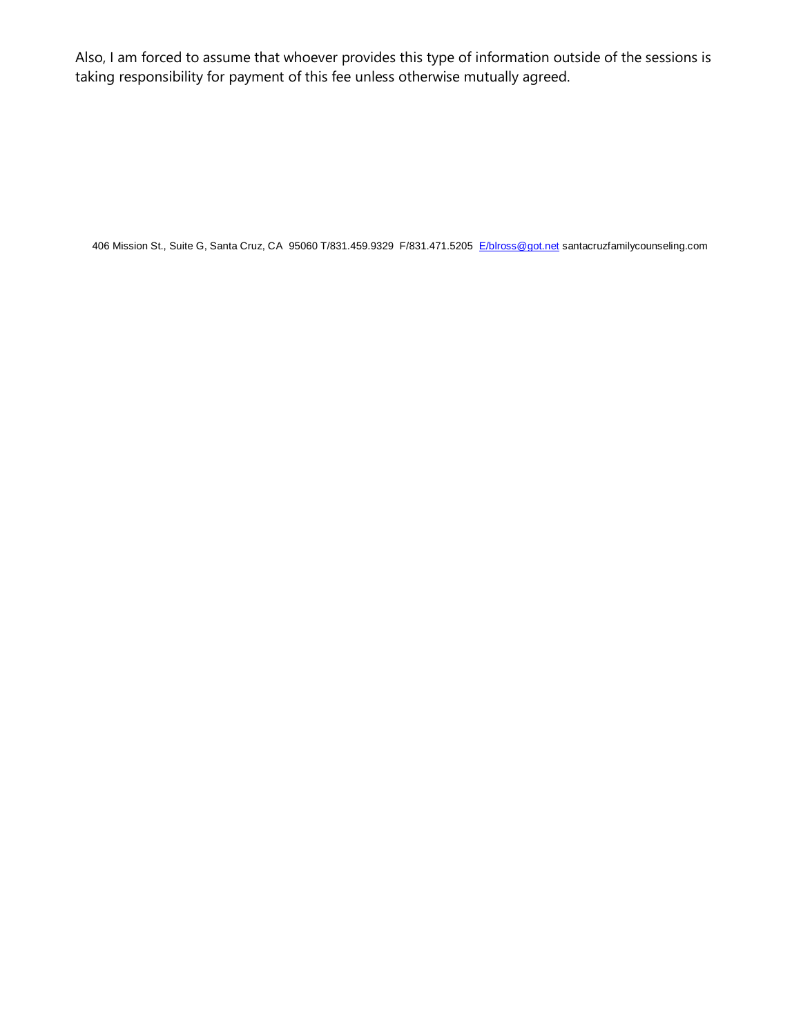Also, I am forced to assume that whoever provides this type of information outside of the sessions is taking responsibility for payment of this fee unless otherwise mutually agreed.